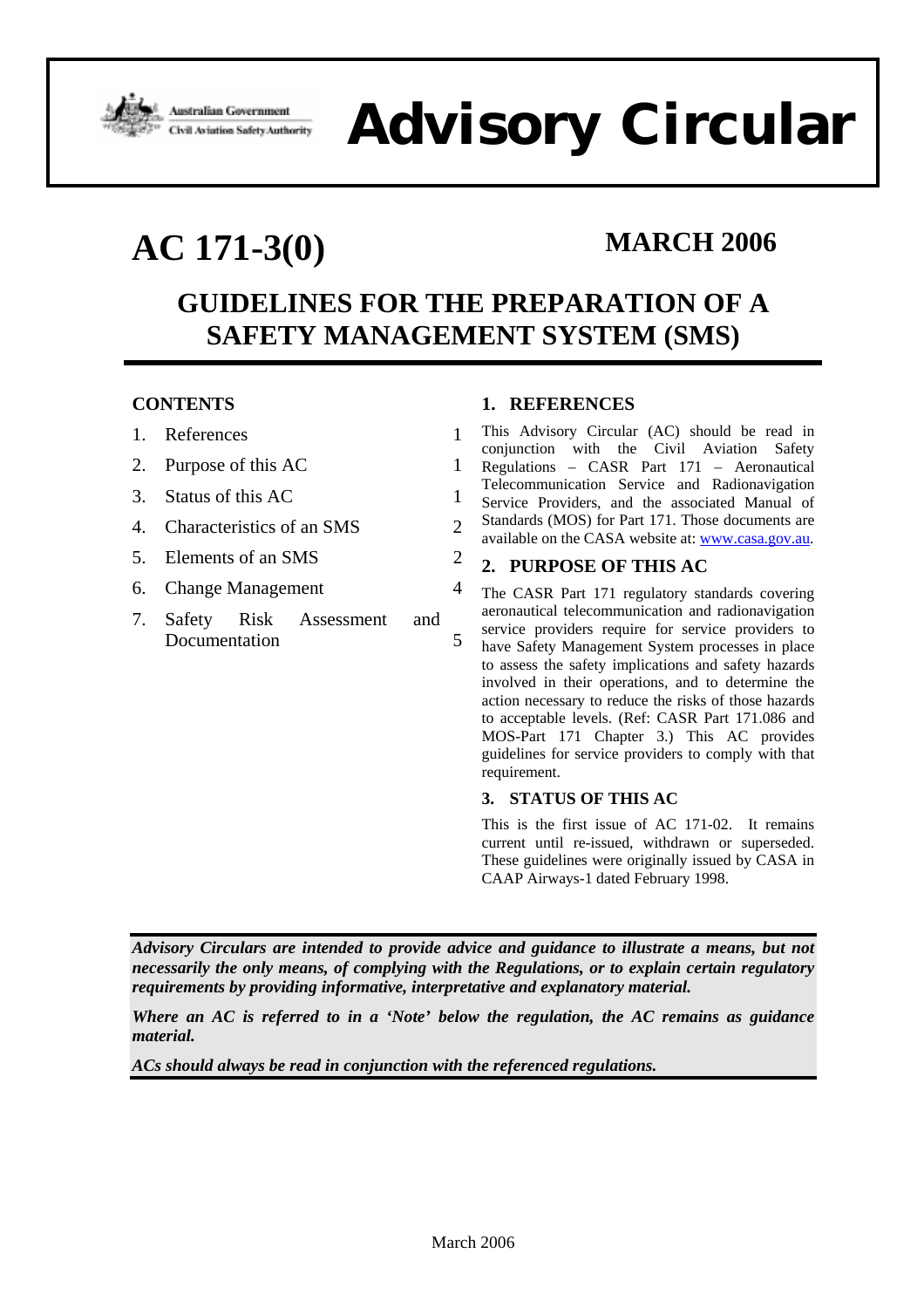Australian Government
Civil Aviation Safety Authority

# Advisory Circular

# AC 171-3(0)

**MARCH 2006**

## GUIDELINES FOR THE PREPARATION OF A SAFETY MANAGEMENT SYSTEM (SMS)

**CONTENTS**

| | | |
|---|---|---|
| 1. | References | 1 |
| 2. | Purpose of this AC | 1 |
| 3. | Status of this AC | 1 |
| 4. | Characteristics of an SMS | 2 |
| 5. | Elements of an SMS | 2 |
| 6. | Change Management | 4 |
| 7. | Safety Risk Assessment and Documentation | 5 |

### 1. REFERENCES

This Advisory Circular (AC) should be read in conjunction with the Civil Aviation Safety Regulations – CASR Part 171 – Aeronautical Telecommunication Service and Radionavigation Service Providers, and the associated Manual of Standards (MOS) for Part 171. Those documents are available on the CASA website at: www.casa.gov.au.

### 2. PURPOSE OF THIS AC

The CASR Part 171 regulatory standards covering aeronautical telecommunication and radionavigation service providers require for service providers to have Safety Management System processes in place to assess the safety implications and safety hazards involved in their operations, and to determine the action necessary to reduce the risks of those hazards to acceptable levels. (Ref: CASR Part 171.086 and MOS-Part 171 Chapter 3.) This AC provides guidelines for service providers to comply with that requirement.

### 3. STATUS OF THIS AC

This is the first issue of AC 171-02. It remains current until re-issued, withdrawn or superseded. These guidelines were originally issued by CASA in CAAP Airways-1 dated February 1998.

***Advisory Circulars are intended to provide advice and guidance to illustrate a means, but not necessarily the only means, of complying with the Regulations, or to explain certain regulatory requirements by providing informative, interpretative and explanatory material.***

***Where an AC is referred to in a 'Note' below the regulation, the AC remains as guidance material.***

***ACs should always be read in conjunction with the referenced regulations.***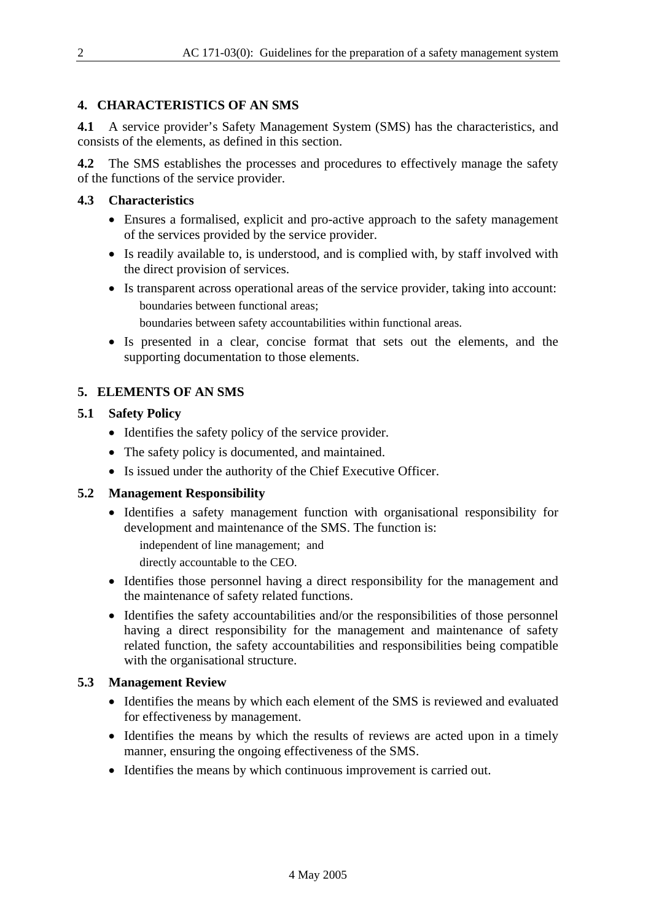## 4. CHARACTERISTICS OF AN SMS

**4.1** A service provider's Safety Management System (SMS) has the characteristics, and consists of the elements, as defined in this section.

**4.2** The SMS establishes the processes and procedures to effectively manage the safety of the functions of the service provider.

### 4.3 Characteristics

- Ensures a formalised, explicit and pro-active approach to the safety management of the services provided by the service provider.
- Is readily available to, is understood, and is complied with, by staff involved with the direct provision of services.
- Is transparent across operational areas of the service provider, taking into account:
  - boundaries between functional areas;
  - boundaries between safety accountabilities within functional areas.
- Is presented in a clear, concise format that sets out the elements, and the supporting documentation to those elements.

## 5. ELEMENTS OF AN SMS

### 5.1 Safety Policy

- Identifies the safety policy of the service provider.
- The safety policy is documented, and maintained.
- Is issued under the authority of the Chief Executive Officer.

### 5.2 Management Responsibility

- Identifies a safety management function with organisational responsibility for development and maintenance of the SMS. The function is:
  - independent of line management; and
  - directly accountable to the CEO.
- Identifies those personnel having a direct responsibility for the management and the maintenance of safety related functions.
- Identifies the safety accountabilities and/or the responsibilities of those personnel having a direct responsibility for the management and maintenance of safety related function, the safety accountabilities and responsibilities being compatible with the organisational structure.

### 5.3 Management Review

- Identifies the means by which each element of the SMS is reviewed and evaluated for effectiveness by management.
- Identifies the means by which the results of reviews are acted upon in a timely manner, ensuring the ongoing effectiveness of the SMS.
- Identifies the means by which continuous improvement is carried out.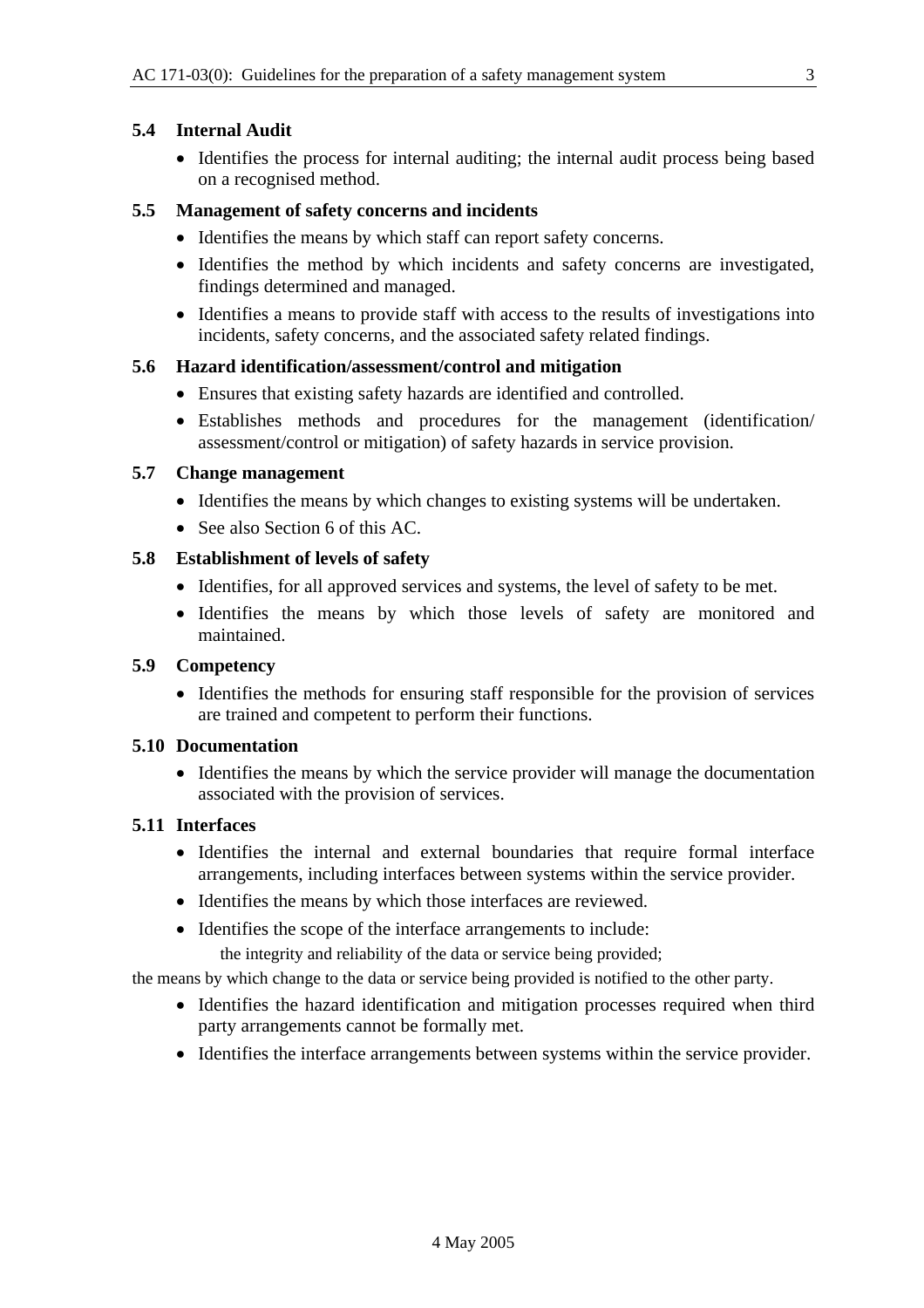### 5.4 Internal Audit

- Identifies the process for internal auditing; the internal audit process being based on a recognised method.

### 5.5 Management of safety concerns and incidents

- Identifies the means by which staff can report safety concerns.
- Identifies the method by which incidents and safety concerns are investigated, findings determined and managed.
- Identifies a means to provide staff with access to the results of investigations into incidents, safety concerns, and the associated safety related findings.

### 5.6 Hazard identification/assessment/control and mitigation

- Ensures that existing safety hazards are identified and controlled.
- Establishes methods and procedures for the management (identification/ assessment/control or mitigation) of safety hazards in service provision.

### 5.7 Change management

- Identifies the means by which changes to existing systems will be undertaken.
- See also Section 6 of this AC.

### 5.8 Establishment of levels of safety

- Identifies, for all approved services and systems, the level of safety to be met.
- Identifies the means by which those levels of safety are monitored and maintained.

### 5.9 Competency

- Identifies the methods for ensuring staff responsible for the provision of services are trained and competent to perform their functions.

### 5.10 Documentation

- Identifies the means by which the service provider will manage the documentation associated with the provision of services.

### 5.11 Interfaces

- Identifies the internal and external boundaries that require formal interface arrangements, including interfaces between systems within the service provider.
- Identifies the means by which those interfaces are reviewed.
- Identifies the scope of the interface arrangements to include:

  the integrity and reliability of the data or service being provided;

the means by which change to the data or service being provided is notified to the other party.

- Identifies the hazard identification and mitigation processes required when third party arrangements cannot be formally met.
- Identifies the interface arrangements between systems within the service provider.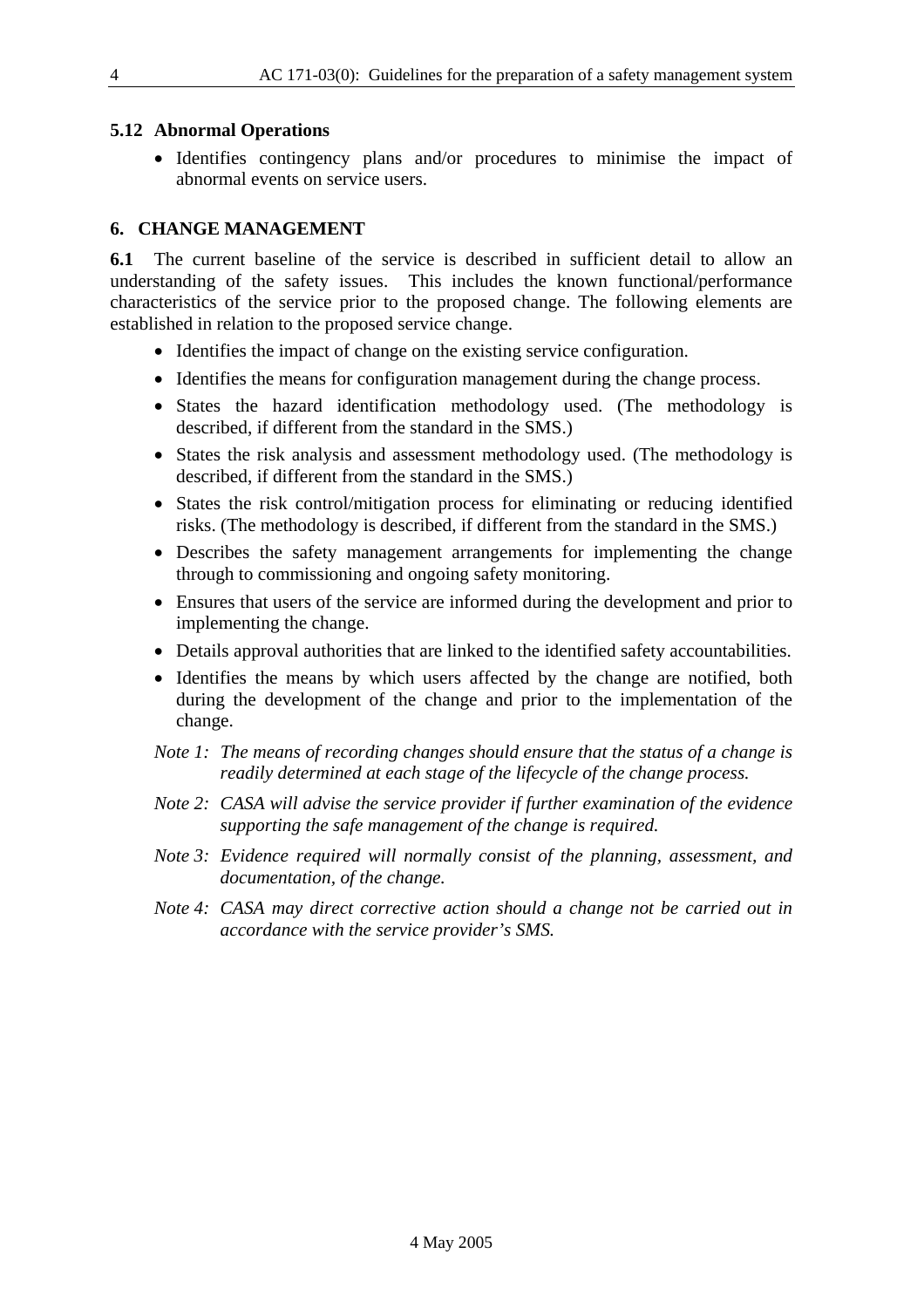### 5.12 Abnormal Operations

- Identifies contingency plans and/or procedures to minimise the impact of abnormal events on service users.

## 6. CHANGE MANAGEMENT

**6.1** The current baseline of the service is described in sufficient detail to allow an understanding of the safety issues. This includes the known functional/performance characteristics of the service prior to the proposed change. The following elements are established in relation to the proposed service change.

- Identifies the impact of change on the existing service configuration.
- Identifies the means for configuration management during the change process.
- States the hazard identification methodology used. (The methodology is described, if different from the standard in the SMS.)
- States the risk analysis and assessment methodology used. (The methodology is described, if different from the standard in the SMS.)
- States the risk control/mitigation process for eliminating or reducing identified risks. (The methodology is described, if different from the standard in the SMS.)
- Describes the safety management arrangements for implementing the change through to commissioning and ongoing safety monitoring.
- Ensures that users of the service are informed during the development and prior to implementing the change.
- Details approval authorities that are linked to the identified safety accountabilities.
- Identifies the means by which users affected by the change are notified, both during the development of the change and prior to the implementation of the change.

*Note 1: The means of recording changes should ensure that the status of a change is readily determined at each stage of the lifecycle of the change process.*

*Note 2: CASA will advise the service provider if further examination of the evidence supporting the safe management of the change is required.*

*Note 3: Evidence required will normally consist of the planning, assessment, and documentation, of the change.*

*Note 4: CASA may direct corrective action should a change not be carried out in accordance with the service provider's SMS.*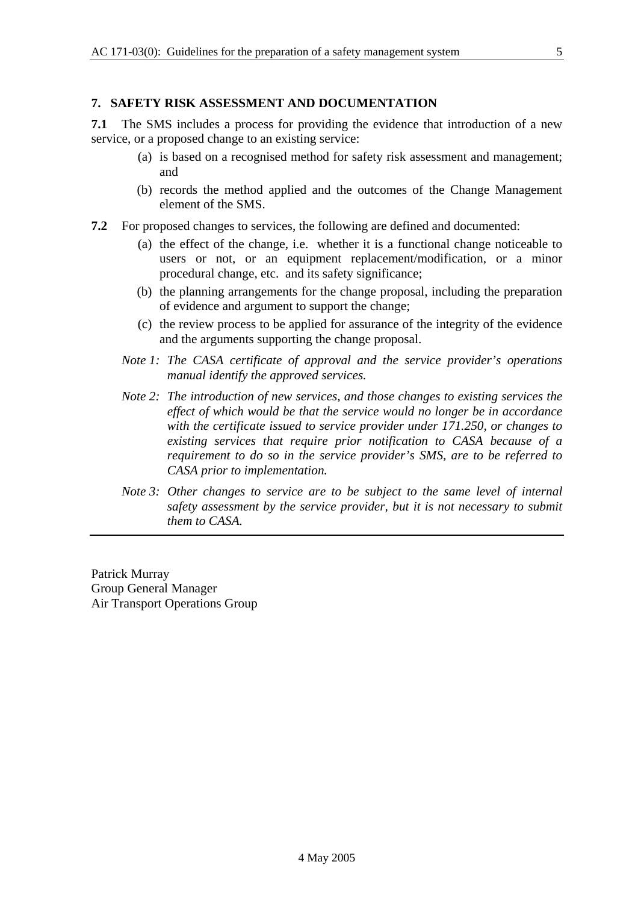## 7. SAFETY RISK ASSESSMENT AND DOCUMENTATION

**7.1** The SMS includes a process for providing the evidence that introduction of a new service, or a proposed change to an existing service:

(a) is based on a recognised method for safety risk assessment and management; and

(b) records the method applied and the outcomes of the Change Management element of the SMS.

**7.2** For proposed changes to services, the following are defined and documented:

(a) the effect of the change, i.e. whether it is a functional change noticeable to users or not, or an equipment replacement/modification, or a minor procedural change, etc. and its safety significance;

(b) the planning arrangements for the change proposal, including the preparation of evidence and argument to support the change;

(c) the review process to be applied for assurance of the integrity of the evidence and the arguments supporting the change proposal.

*Note 1: The CASA certificate of approval and the service provider's operations manual identify the approved services.*

*Note 2: The introduction of new services, and those changes to existing services the effect of which would be that the service would no longer be in accordance with the certificate issued to service provider under 171.250, or changes to existing services that require prior notification to CASA because of a requirement to do so in the service provider's SMS, are to be referred to CASA prior to implementation.*

*Note 3: Other changes to service are to be subject to the same level of internal safety assessment by the service provider, but it is not necessary to submit them to CASA.*

---

Patrick Murray
Group General Manager
Air Transport Operations Group

4 May 2005